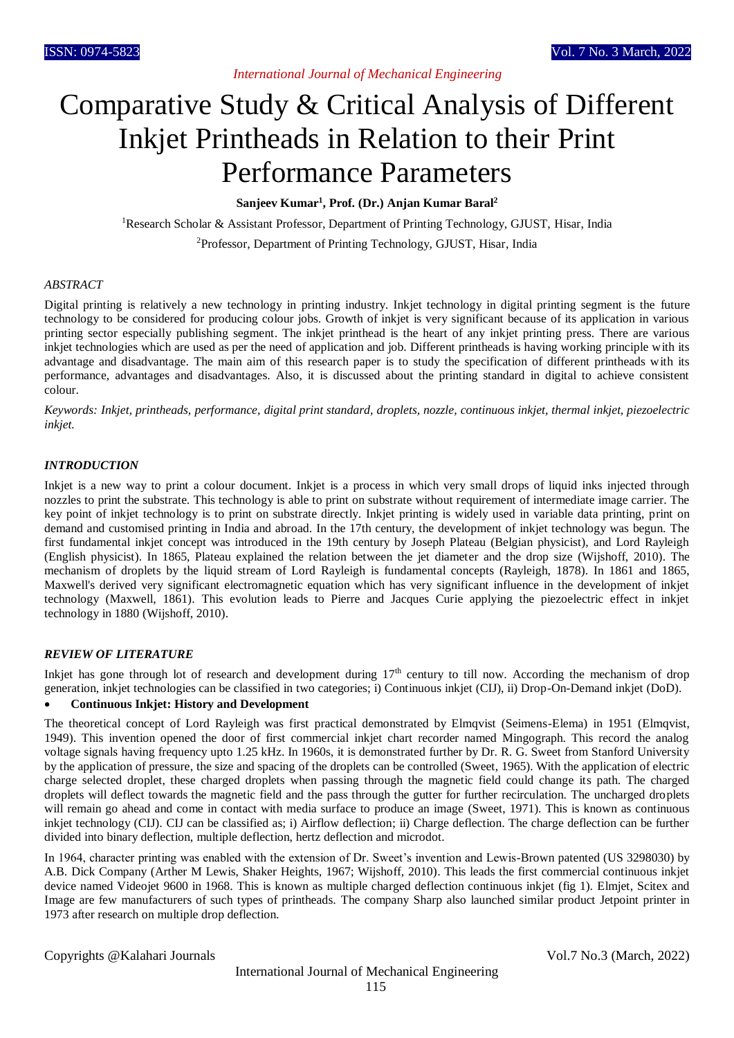# Comparative Study & Critical Analysis of Different Inkjet Printheads in Relation to their Print Performance Parameters

**Sanjeev Kumar[1], Prof. (Dr.) Anjan Kumar Baral[2]**

[1]Research Scholar & Assistant Professor, Department of Printing Technology, GJUST, Hisar, India

[2]Professor, Department of Printing Technology, GJUST, Hisar, India

### *ABSTRACT*

Digital printing is relatively a new technology in printing industry. Inkjet technology in digital printing segment is the future technology to be considered for producing colour jobs. Growth of inkjet is very significant because of its application in various printing sector especially publishing segment. The inkjet printhead is the heart of any inkjet printing press. There are various inkjet technologies which are used as per the need of application and job. Different printheads is having working principle with its advantage and disadvantage. The main aim of this research paper is to study the specification of different printheads with its performance, advantages and disadvantages. Also, it is discussed about the printing standard in digital to achieve consistent colour.

*Keywords: Inkjet, printheads, performance, digital print standard, droplets, nozzle, continuous inkjet, thermal inkjet, piezoelectric inkjet.*

### *INTRODUCTION*

Inkjet is a new way to print a colour document. Inkjet is a process in which very small drops of liquid inks injected through nozzles to print the substrate. This technology is able to print on substrate without requirement of intermediate image carrier. The key point of inkjet technology is to print on substrate directly. Inkjet printing is widely used in variable data printing, print on demand and customised printing in India and abroad. In the 17th century, the development of inkjet technology was begun. The first fundamental inkjet concept was introduced in the 19th century by Joseph Plateau (Belgian physicist), and Lord Rayleigh (English physicist). In 1865, Plateau explained the relation between the jet diameter and the drop size (Wijshoff, 2010). The mechanism of droplets by the liquid stream of Lord Rayleigh is fundamental concepts (Rayleigh, 1878). In 1861 and 1865, Maxwell's derived very significant electromagnetic equation which has very significant influence in the development of inkjet technology (Maxwell, 1861). This evolution leads to Pierre and Jacques Curie applying the piezoelectric effect in inkjet technology in 1880 (Wijshoff, 2010).

### *REVIEW OF LITERATURE*

Inkjet has gone through lot of research and development during 17th century to till now. According the mechanism of drop generation, inkjet technologies can be classified in two categories; i) Continuous inkjet (CIJ), ii) Drop-On-Demand inkjet (DoD).

- **Continuous Inkjet: History and Development**

The theoretical concept of Lord Rayleigh was first practical demonstrated by Elmqvist (Seimens-Elema) in 1951 (Elmqvist, 1949). This invention opened the door of first commercial inkjet chart recorder named Mingograph. This record the analog voltage signals having frequency upto 1.25 kHz. In 1960s, it is demonstrated further by Dr. R. G. Sweet from Stanford University by the application of pressure, the size and spacing of the droplets can be controlled (Sweet, 1965). With the application of electric charge selected droplet, these charged droplets when passing through the magnetic field could change its path. The charged droplets will deflect towards the magnetic field and the pass through the gutter for further recirculation. The uncharged droplets will remain go ahead and come in contact with media surface to produce an image (Sweet, 1971). This is known as continuous inkjet technology (CIJ). CIJ can be classified as; i) Airflow deflection; ii) Charge deflection. The charge deflection can be further divided into binary deflection, multiple deflection, hertz deflection and microdot.

In 1964, character printing was enabled with the extension of Dr. Sweet's invention and Lewis-Brown patented (US 3298030) by A.B. Dick Company (Arther M Lewis, Shaker Heights, 1967; Wijshoff, 2010). This leads the first commercial continuous inkjet device named Videojet 9600 in 1968. This is known as multiple charged deflection continuous inkjet (fig 1). Elmjet, Scitex and Image are few manufacturers of such types of printheads. The company Sharp also launched similar product Jetpoint printer in 1973 after research on multiple drop deflection.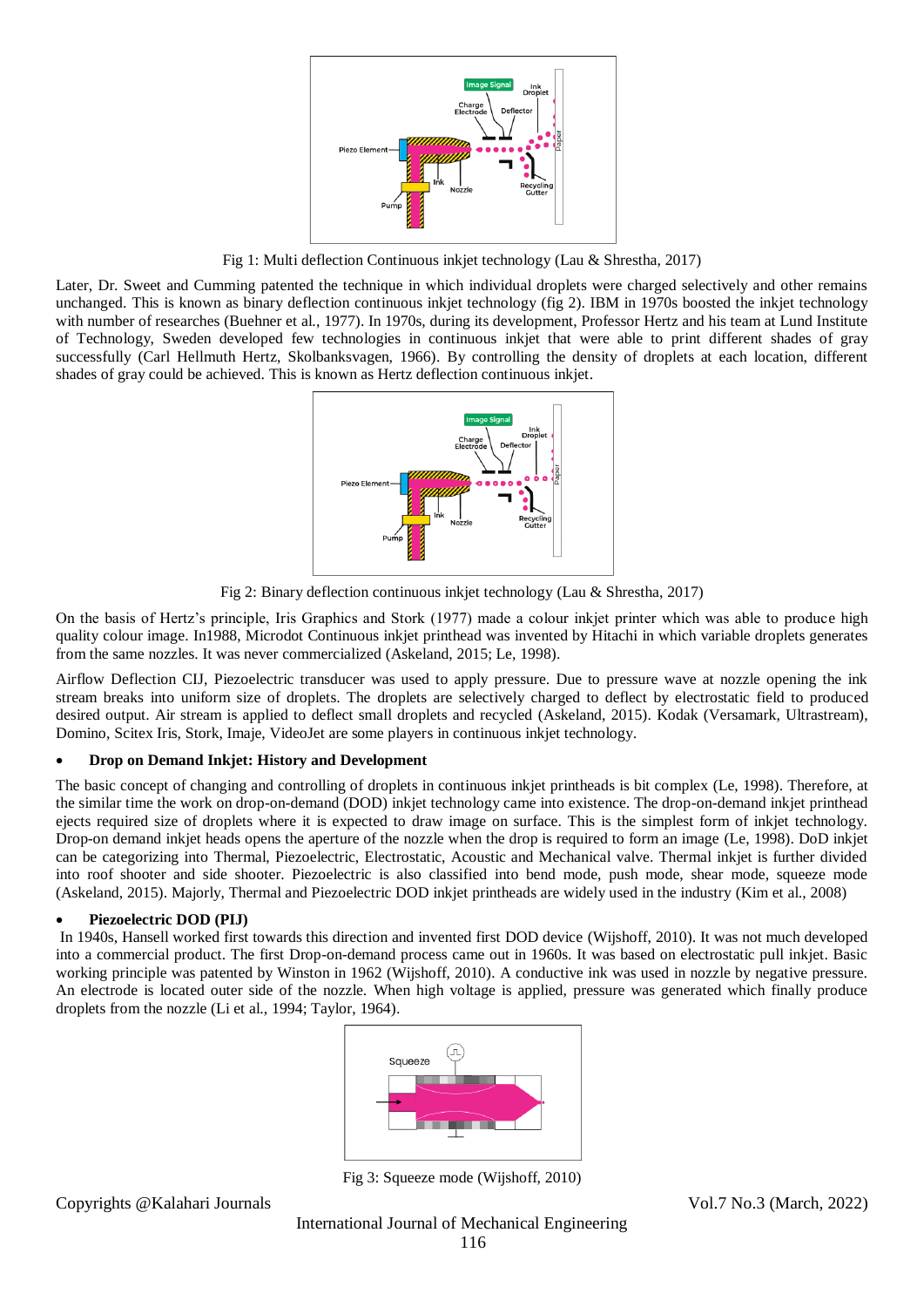Fig 1: Multi deflection Continuous inkjet technology (Lau & Shrestha, 2017)

Later, Dr. Sweet and Cumming patented the technique in which individual droplets were charged selectively and other remains unchanged. This is known as binary deflection continuous inkjet technology (fig 2). IBM in 1970s boosted the inkjet technology with number of researches (Buehner et al., 1977). In 1970s, during its development, Professor Hertz and his team at Lund Institute of Technology, Sweden developed few technologies in continuous inkjet that were able to print different shades of gray successfully (Carl Hellmuth Hertz, Skolbanksvagen, 1966). By controlling the density of droplets at each location, different shades of gray could be achieved. This is known as Hertz deflection continuous inkjet.

Fig 2: Binary deflection continuous inkjet technology (Lau & Shrestha, 2017)

On the basis of Hertz's principle, Iris Graphics and Stork (1977) made a colour inkjet printer which was able to produce high quality colour image. In1988, Microdot Continuous inkjet printhead was invented by Hitachi in which variable droplets generates from the same nozzles. It was never commercialized (Askeland, 2015; Le, 1998).

Airflow Deflection CIJ, Piezoelectric transducer was used to apply pressure. Due to pressure wave at nozzle opening the ink stream breaks into uniform size of droplets. The droplets are selectively charged to deflect by electrostatic field to produced desired output. Air stream is applied to deflect small droplets and recycled (Askeland, 2015). Kodak (Versamark, Ultrastream), Domino, Scitex Iris, Stork, Imaje, VideoJet are some players in continuous inkjet technology.

- **Drop on Demand Inkjet: History and Development**

The basic concept of changing and controlling of droplets in continuous inkjet printheads is bit complex (Le, 1998). Therefore, at the similar time the work on drop-on-demand (DOD) inkjet technology came into existence. The drop-on-demand inkjet printhead ejects required size of droplets where it is expected to draw image on surface. This is the simplest form of inkjet technology. Drop-on demand inkjet heads opens the aperture of the nozzle when the drop is required to form an image (Le, 1998). DoD inkjet can be categorizing into Thermal, Piezoelectric, Electrostatic, Acoustic and Mechanical valve. Thermal inkjet is further divided into roof shooter and side shooter. Piezoelectric is also classified into bend mode, push mode, shear mode, squeeze mode (Askeland, 2015). Majorly, Thermal and Piezoelectric DOD inkjet printheads are widely used in the industry (Kim et al., 2008)

- **Piezoelectric DOD (PIJ)**

In 1940s, Hansell worked first towards this direction and invented first DOD device (Wijshoff, 2010). It was not much developed into a commercial product. The first Drop-on-demand process came out in 1960s. It was based on electrostatic pull inkjet. Basic working principle was patented by Winston in 1962 (Wijshoff, 2010). A conductive ink was used in nozzle by negative pressure. An electrode is located outer side of the nozzle. When high voltage is applied, pressure was generated which finally produce droplets from the nozzle (Li et al., 1994; Taylor, 1964).

Fig 3: Squeeze mode (Wijshoff, 2010)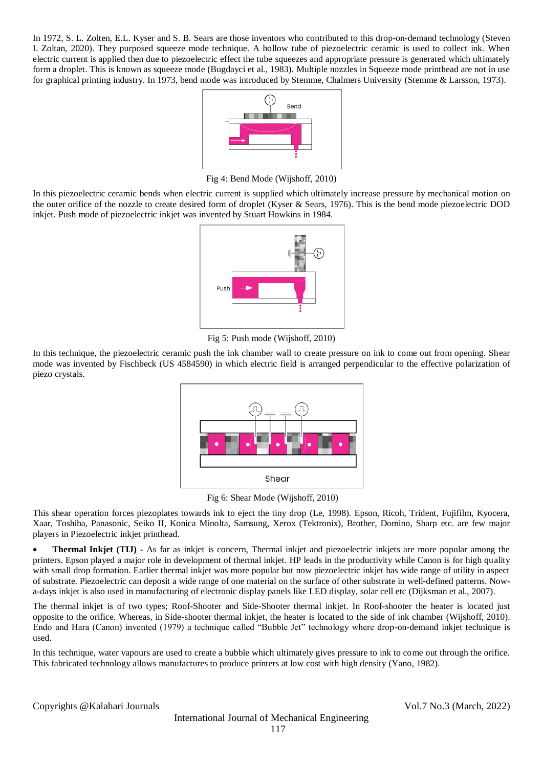In 1972, S. L. Zolten, E.L. Kyser and S. B. Sears are those inventors who contributed to this drop-on-demand technology (Steven I. Zoltan, 2020). They purposed squeeze mode technique. A hollow tube of piezoelectric ceramic is used to collect ink. When electric current is applied then due to piezoelectric effect the tube squeezes and appropriate pressure is generated which ultimately form a droplet. This is known as squeeze mode (Bugdayci et al., 1983). Multiple nozzles in Squeeze mode printhead are not in use for graphical printing industry. In 1973, bend mode was introduced by Stemme, Chalmers University (Stemme & Larsson, 1973).

Fig 4: Bend Mode (Wijshoff, 2010)

In this piezoelectric ceramic bends when electric current is supplied which ultimately increase pressure by mechanical motion on the outer orifice of the nozzle to create desired form of droplet (Kyser & Sears, 1976). This is the bend mode piezoelectric DOD inkjet. Push mode of piezoelectric inkjet was invented by Stuart Howkins in 1984.

Fig 5: Push mode (Wijshoff, 2010)

In this technique, the piezoelectric ceramic push the ink chamber wall to create pressure on ink to come out from opening. Shear mode was invented by Fischbeck (US 4584590) in which electric field is arranged perpendicular to the effective polarization of piezo crystals.

Fig 6: Shear Mode (Wijshoff, 2010)

This shear operation forces piezoplates towards ink to eject the tiny drop (Le, 1998). Epson, Ricoh, Trident, Fujifilm, Kyocera, Xaar, Toshiba, Panasonic, Seiko II, Konica Minolta, Samsung, Xerox (Tektronix), Brother, Domino, Sharp etc. are few major players in Piezoelectric inkjet printhead.

- **Thermal Inkjet (TIJ) -** As far as inkjet is concern, Thermal inkjet and piezoelectric inkjets are more popular among the printers. Epson played a major role in development of thermal inkjet. HP leads in the productivity while Canon is for high quality with small drop formation. Earlier thermal inkjet was more popular but now piezoelectric inkjet has wide range of utility in aspect of substrate. Piezoelectric can deposit a wide range of one material on the surface of other substrate in well-defined patterns. Now-a-days inkjet is also used in manufacturing of electronic display panels like LED display, solar cell etc (Dijksman et al., 2007).

The thermal inkjet is of two types; Roof-Shooter and Side-Shooter thermal inkjet. In Roof-shooter the heater is located just opposite to the orifice. Whereas, in Side-shooter thermal inkjet, the heater is located to the side of ink chamber (Wijshoff, 2010). Endo and Hara (Canon) invented (1979) a technique called "Bubble Jet" technology where drop-on-demand inkjet technique is used.

In this technique, water vapours are used to create a bubble which ultimately gives pressure to ink to come out through the orifice. This fabricated technology allows manufactures to produce printers at low cost with high density (Yano, 1982).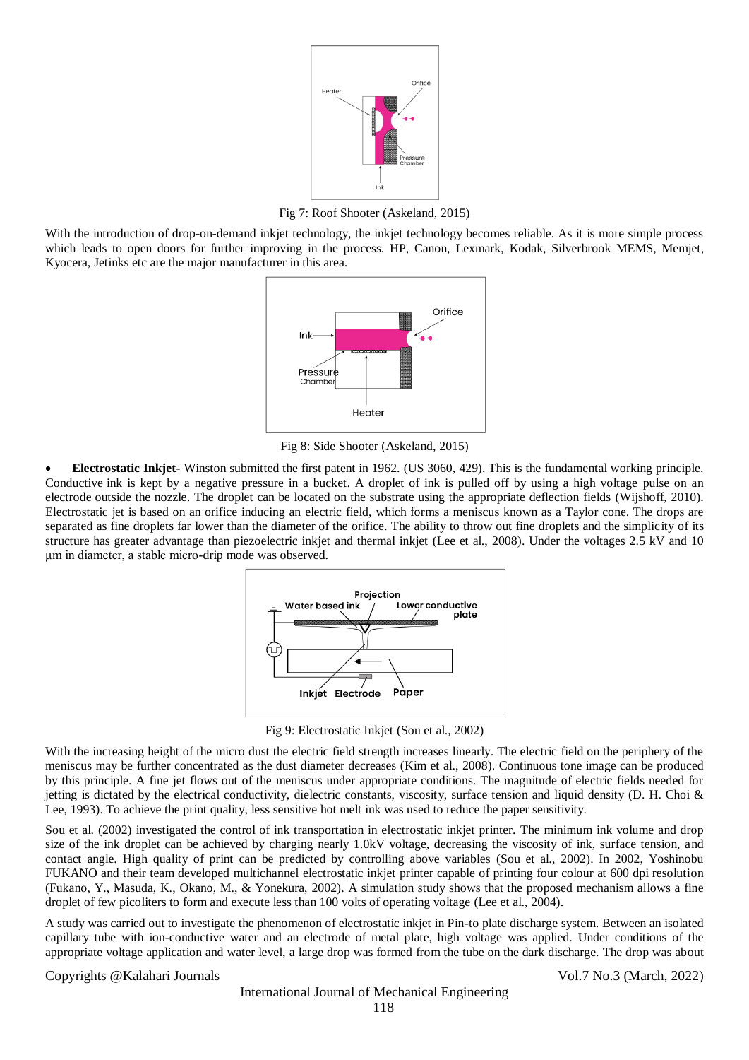Fig 7: Roof Shooter (Askeland, 2015)

With the introduction of drop-on-demand inkjet technology, the inkjet technology becomes reliable. As it is more simple process which leads to open doors for further improving in the process. HP, Canon, Lexmark, Kodak, Silverbrook MEMS, Memjet, Kyocera, Jetinks etc are the major manufacturer in this area.

Fig 8: Side Shooter (Askeland, 2015)

- **Electrostatic Inkjet-** Winston submitted the first patent in 1962. (US 3060, 429). This is the fundamental working principle. Conductive ink is kept by a negative pressure in a bucket. A droplet of ink is pulled off by using a high voltage pulse on an electrode outside the nozzle. The droplet can be located on the substrate using the appropriate deflection fields (Wijshoff, 2010). Electrostatic jet is based on an orifice inducing an electric field, which forms a meniscus known as a Taylor cone. The drops are separated as fine droplets far lower than the diameter of the orifice. The ability to throw out fine droplets and the simplicity of its structure has greater advantage than piezoelectric inkjet and thermal inkjet (Lee et al., 2008). Under the voltages 2.5 kV and 10 μm in diameter, a stable micro-drip mode was observed.

Fig 9: Electrostatic Inkjet (Sou et al., 2002)

With the increasing height of the micro dust the electric field strength increases linearly. The electric field on the periphery of the meniscus may be further concentrated as the dust diameter decreases (Kim et al., 2008). Continuous tone image can be produced by this principle. A fine jet flows out of the meniscus under appropriate conditions. The magnitude of electric fields needed for jetting is dictated by the electrical conductivity, dielectric constants, viscosity, surface tension and liquid density (D. H. Choi & Lee, 1993). To achieve the print quality, less sensitive hot melt ink was used to reduce the paper sensitivity.

Sou et al. (2002) investigated the control of ink transportation in electrostatic inkjet printer. The minimum ink volume and drop size of the ink droplet can be achieved by charging nearly 1.0kV voltage, decreasing the viscosity of ink, surface tension, and contact angle. High quality of print can be predicted by controlling above variables (Sou et al., 2002). In 2002, Yoshinobu FUKANO and their team developed multichannel electrostatic inkjet printer capable of printing four colour at 600 dpi resolution (Fukano, Y., Masuda, K., Okano, M., & Yonekura, 2002). A simulation study shows that the proposed mechanism allows a fine droplet of few picoliters to form and execute less than 100 volts of operating voltage (Lee et al., 2004).

A study was carried out to investigate the phenomenon of electrostatic inkjet in Pin-to plate discharge system. Between an isolated capillary tube with ion-conductive water and an electrode of metal plate, high voltage was applied. Under conditions of the appropriate voltage application and water level, a large drop was formed from the tube on the dark discharge. The drop was about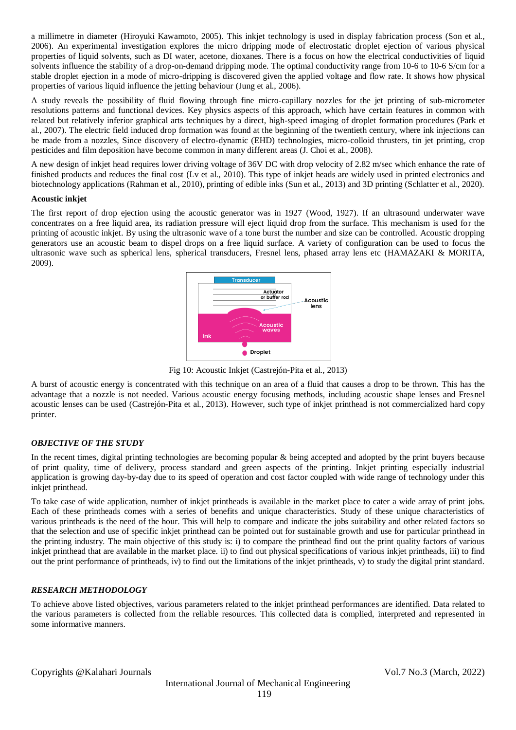a millimetre in diameter (Hiroyuki Kawamoto, 2005). This inkjet technology is used in display fabrication process (Son et al., 2006). An experimental investigation explores the micro dripping mode of electrostatic droplet ejection of various physical properties of liquid solvents, such as DI water, acetone, dioxanes. There is a focus on how the electrical conductivities of liquid solvents influence the stability of a drop-on-demand dripping mode. The optimal conductivity range from 10-6 to 10-6 S/cm for a stable droplet ejection in a mode of micro-dripping is discovered given the applied voltage and flow rate. It shows how physical properties of various liquid influence the jetting behaviour (Jung et al., 2006).

A study reveals the possibility of fluid flowing through fine micro-capillary nozzles for the jet printing of sub-micrometer resolutions patterns and functional devices. Key physics aspects of this approach, which have certain features in common with related but relatively inferior graphical arts techniques by a direct, high-speed imaging of droplet formation procedures (Park et al., 2007). The electric field induced drop formation was found at the beginning of the twentieth century, where ink injections can be made from a nozzles, Since discovery of electro-dynamic (EHD) technologies, micro-colloid thrusters, tin jet printing, crop pesticides and film deposition have become common in many different areas (J. Choi et al., 2008).

A new design of inkjet head requires lower driving voltage of 36V DC with drop velocity of 2.82 m/sec which enhance the rate of finished products and reduces the final cost (Lv et al., 2010). This type of inkjet heads are widely used in printed electronics and biotechnology applications (Rahman et al., 2010), printing of edible inks (Sun et al., 2013) and 3D printing (Schlatter et al., 2020).

**Acoustic inkjet**

The first report of drop ejection using the acoustic generator was in 1927 (Wood, 1927). If an ultrasound underwater wave concentrates on a free liquid area, its radiation pressure will eject liquid drop from the surface. This mechanism is used for the printing of acoustic inkjet. By using the ultrasonic wave of a tone burst the number and size can be controlled. Acoustic dropping generators use an acoustic beam to dispel drops on a free liquid surface. A variety of configuration can be used to focus the ultrasonic wave such as spherical lens, spherical transducers, Fresnel lens, phased array lens etc (HAMAZAKI & MORITA, 2009).

Fig 10: Acoustic Inkjet (Castrejón-Pita et al., 2013)

A burst of acoustic energy is concentrated with this technique on an area of a fluid that causes a drop to be thrown. This has the advantage that a nozzle is not needed. Various acoustic energy focusing methods, including acoustic shape lenses and Fresnel acoustic lenses can be used (Castrejón-Pita et al., 2013). However, such type of inkjet printhead is not commercialized hard copy printer.

## *OBJECTIVE OF THE STUDY*

In the recent times, digital printing technologies are becoming popular & being accepted and adopted by the print buyers because of print quality, time of delivery, process standard and green aspects of the printing. Inkjet printing especially industrial application is growing day-by-day due to its speed of operation and cost factor coupled with wide range of technology under this inkjet printhead.

To take case of wide application, number of inkjet printheads is available in the market place to cater a wide array of print jobs. Each of these printheads comes with a series of benefits and unique characteristics. Study of these unique characteristics of various printheads is the need of the hour. This will help to compare and indicate the jobs suitability and other related factors so that the selection and use of specific inkjet printhead can be pointed out for sustainable growth and use for particular printhead in the printing industry. The main objective of this study is: i) to compare the printhead find out the print quality factors of various inkjet printhead that are available in the market place. ii) to find out physical specifications of various inkjet printheads, iii) to find out the print performance of printheads, iv) to find out the limitations of the inkjet printheads, v) to study the digital print standard.

## *RESEARCH METHODOLOGY*

To achieve above listed objectives, various parameters related to the inkjet printhead performances are identified. Data related to the various parameters is collected from the reliable resources. This collected data is complied, interpreted and represented in some informative manners.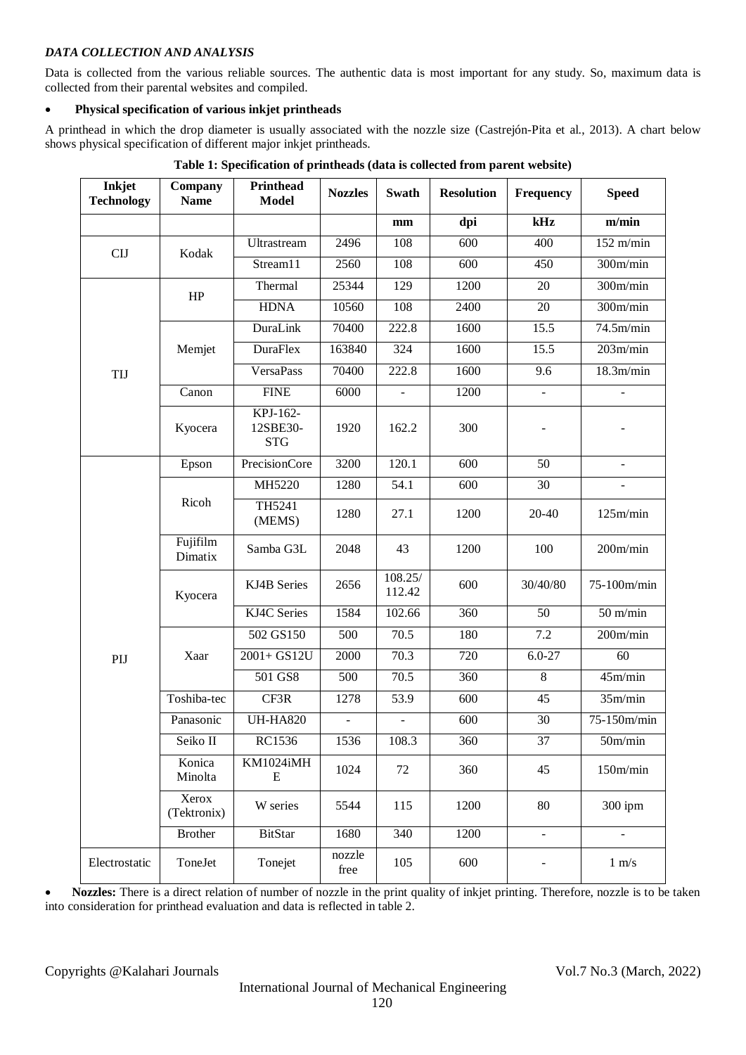### *DATA COLLECTION AND ANALYSIS*

Data is collected from the various reliable sources. The authentic data is most important for any study. So, maximum data is collected from their parental websites and compiled.

- **Physical specification of various inkjet printheads**

A printhead in which the drop diameter is usually associated with the nozzle size (Castrejón-Pita et al., 2013). A chart below shows physical specification of different major inkjet printheads.

**Table 1: Specification of printheads (data is collected from parent website)**

| Inkjet Technology | Company Name | Printhead Model | Nozzles | Swath | Resolution | Frequency | Speed |
|---|---|---|---|---|---|---|---|
| | | | | mm | dpi | kHz | m/min |
| CIJ | Kodak | Ultrastream | 2496 | 108 | 600 | 400 | 152 m/min |
| | | Stream11 | 2560 | 108 | 600 | 450 | 300m/min |
| TIJ | HP | Thermal | 25344 | 129 | 1200 | 20 | 300m/min |
| | | HDNA | 10560 | 108 | 2400 | 20 | 300m/min |
| | Memjet | DuraLink | 70400 | 222.8 | 1600 | 15.5 | 74.5m/min |
| | | DuraFlex | 163840 | 324 | 1600 | 15.5 | 203m/min |
| | | VersaPass | 70400 | 222.8 | 1600 | 9.6 | 18.3m/min |
| | Canon | FINE | 6000 | - | 1200 | - | - |
| | Kyocera | KPJ-162-12SBE30-STG | 1920 | 162.2 | 300 | - | - |
| PIJ | Epson | PrecisionCore | 3200 | 120.1 | 600 | 50 | - |
| | Ricoh | MH5220 | 1280 | 54.1 | 600 | 30 | - |
| | | TH5241 (MEMS) | 1280 | 27.1 | 1200 | 20-40 | 125m/min |
| | Fujifilm Dimatix | Samba G3L | 2048 | 43 | 1200 | 100 | 200m/min |
| | Kyocera | KJ4B Series | 2656 | 108.25/ 112.42 | 600 | 30/40/80 | 75-100m/min |
| | | KJ4C Series | 1584 | 102.66 | 360 | 50 | 50 m/min |
| | Xaar | 502 GS150 | 500 | 70.5 | 180 | 7.2 | 200m/min |
| | | 2001+ GS12U | 2000 | 70.3 | 720 | 6.0-27 | 60 |
| | | 501 GS8 | 500 | 70.5 | 360 | 8 | 45m/min |
| | Toshiba-tec | CF3R | 1278 | 53.9 | 600 | 45 | 35m/min |
| | Panasonic | UH-HA820 | - | - | 600 | 30 | 75-150m/min |
| | Seiko II | RC1536 | 1536 | 108.3 | 360 | 37 | 50m/min |
| | Konica Minolta | KM1024iMHE | 1024 | 72 | 360 | 45 | 150m/min |
| | Xerox (Tektronix) | W series | 5544 | 115 | 1200 | 80 | 300 ipm |
| | Brother | BitStar | 1680 | 340 | 1200 | - | - |
| Electrostatic | ToneJet | Tonejet | nozzle free | 105 | 600 | - | 1 m/s |

- **Nozzles:** There is a direct relation of number of nozzle in the print quality of inkjet printing. Therefore, nozzle is to be taken into consideration for printhead evaluation and data is reflected in table 2.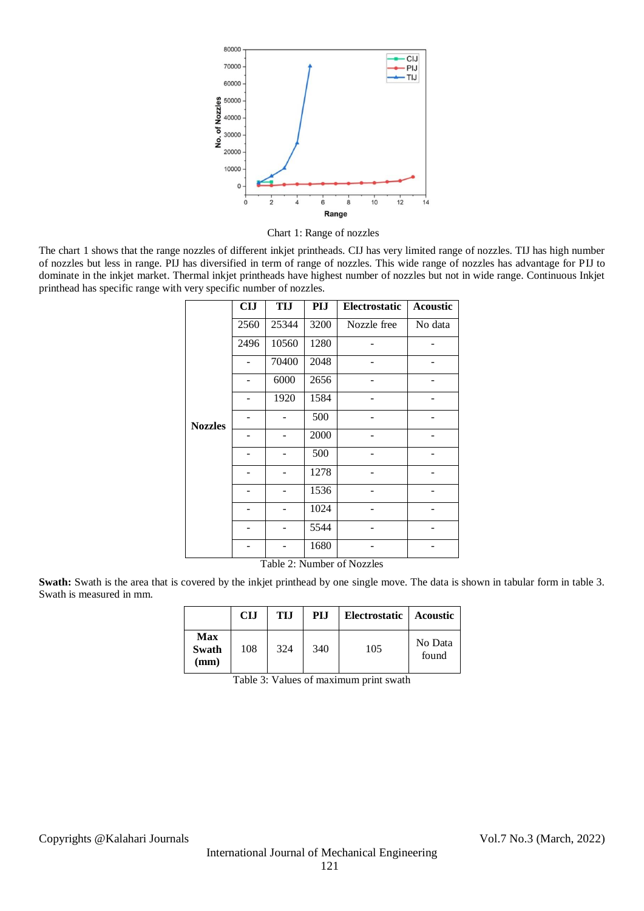Chart 1: Range of nozzles

The chart 1 shows that the range nozzles of different inkjet printheads. CIJ has very limited range of nozzles. TIJ has high number of nozzles but less in range. PIJ has diversified in term of range of nozzles. This wide range of nozzles has advantage for PIJ to dominate in the inkjet market. Thermal inkjet printheads have highest number of nozzles but not in wide range. Continuous Inkjet printhead has specific range with very specific number of nozzles.

| | CIJ | TIJ | PIJ | Electrostatic | Acoustic |
|---|---|---|---|---|---|
| **Nozzles** | 2560 | 25344 | 3200 | Nozzle free | No data |
| | 2496 | 10560 | 1280 | - | - |
| | - | 70400 | 2048 | - | - |
| | - | 6000 | 2656 | - | - |
| | - | 1920 | 1584 | - | - |
| | - | - | 500 | - | - |
| | - | - | 2000 | - | - |
| | - | - | 500 | - | - |
| | - | - | 1278 | - | - |
| | - | - | 1536 | - | - |
| | - | - | 1024 | - | - |
| | - | - | 5544 | - | - |
| | - | - | 1680 | - | - |

Table 2: Number of Nozzles

**Swath:** Swath is the area that is covered by the inkjet printhead by one single move. The data is shown in tabular form in table 3. Swath is measured in mm.

| | CIJ | TIJ | PIJ | Electrostatic | Acoustic |
|---|---|---|---|---|---|
| **Max Swath (mm)** | 108 | 324 | 340 | 105 | No Data found |

Table 3: Values of maximum print swath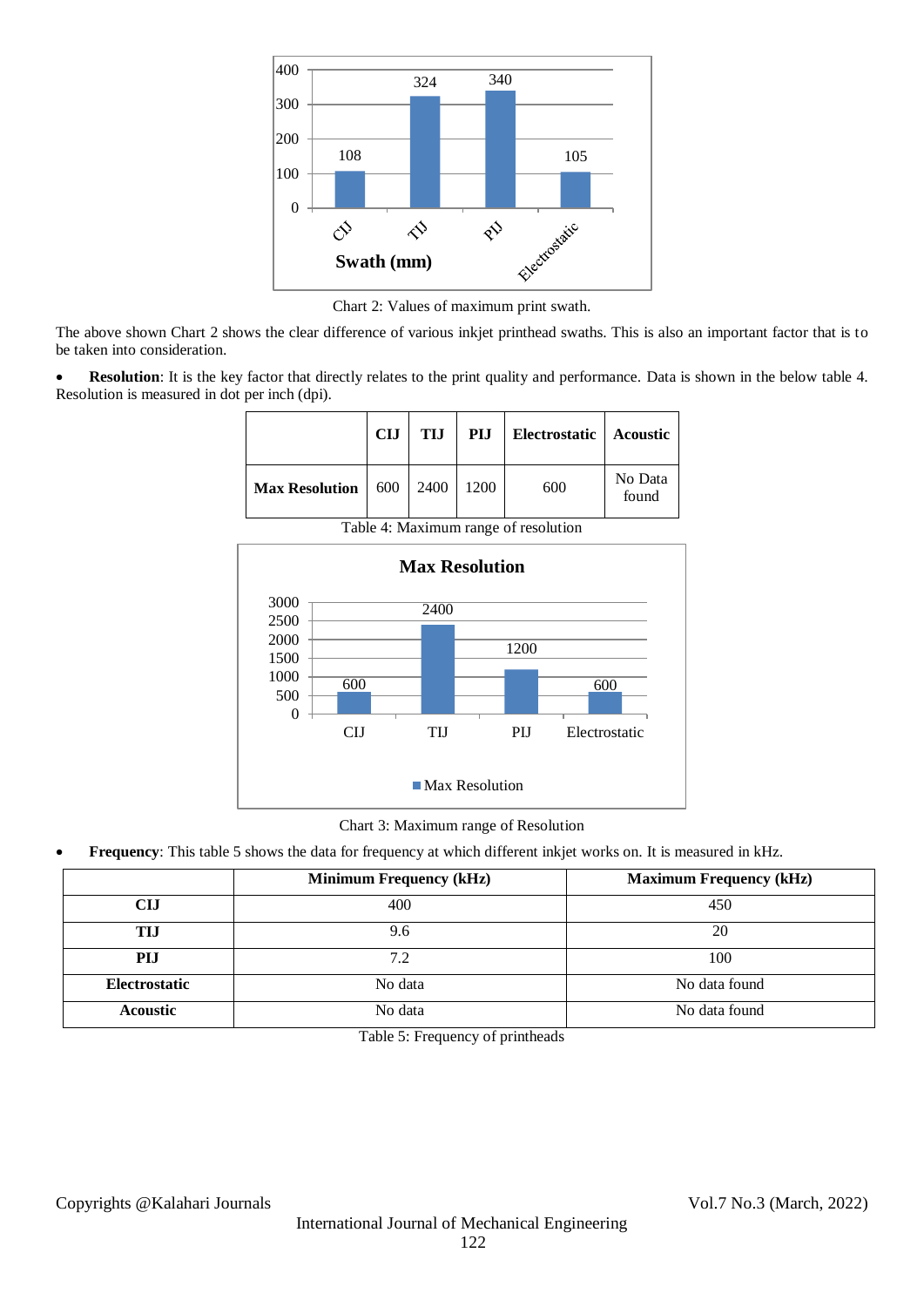Chart 2: Values of maximum print swath.

The above shown Chart 2 shows the clear difference of various inkjet printhead swaths. This is also an important factor that is to be taken into consideration.

- **Resolution**: It is the key factor that directly relates to the print quality and performance. Data is shown in the below table 4. Resolution is measured in dot per inch (dpi).

| | CIJ | TIJ | PIJ | Electrostatic | Acoustic |
|---|---|---|---|---|---|
| **Max Resolution** | 600 | 2400 | 1200 | 600 | No Data found |

Table 4: Maximum range of resolution

Chart 3: Maximum range of Resolution

- **Frequency**: This table 5 shows the data for frequency at which different inkjet works on. It is measured in kHz.

| | Minimum Frequency (kHz) | Maximum Frequency (kHz) |
|---|---|---|
| **CIJ** | 400 | 450 |
| **TIJ** | 9.6 | 20 |
| **PIJ** | 7.2 | 100 |
| **Electrostatic** | No data | No data found |
| **Acoustic** | No data | No data found |

Table 5: Frequency of printheads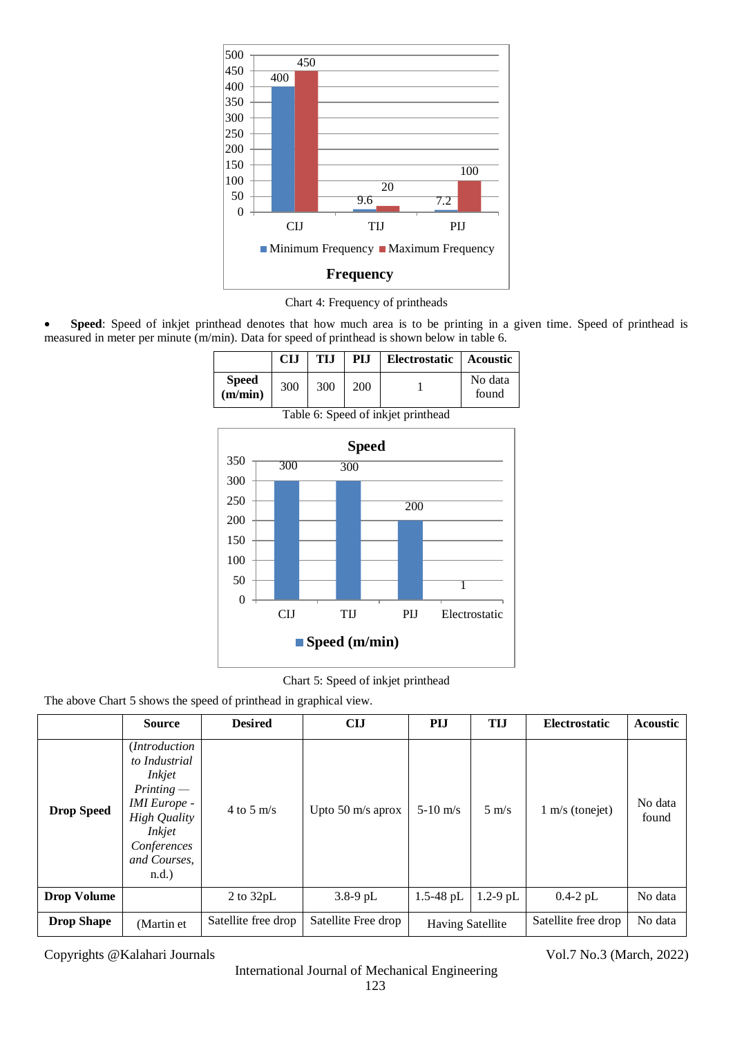Chart 4: Frequency of printheads

- **Speed**: Speed of inkjet printhead denotes that how much area is to be printing in a given time. Speed of printhead is measured in meter per minute (m/min). Data for speed of printhead is shown below in table 6.

| | CIJ | TIJ | PIJ | Electrostatic | Acoustic |
|---|---|---|---|---|---|
| **Speed (m/min)** | 300 | 300 | 200 | 1 | No data found |

Table 6: Speed of inkjet printhead

Chart 5: Speed of inkjet printhead

The above Chart 5 shows the speed of printhead in graphical view.

| | Source | Desired | CIJ | PIJ | TIJ | Electrostatic | Acoustic |
|---|---|---|---|---|---|---|---|
| **Drop Speed** | *(Introduction to Industrial Inkjet Printing — IMI Europe - High Quality Inkjet Conferences and Courses,* n.d.) | 4 to 5 m/s | Upto 50 m/s aprox | 5-10 m/s | 5 m/s | 1 m/s (tonejet) | No data found |
| **Drop Volume** | | 2 to 32pL | 3.8-9 pL | 1.5-48 pL | 1.2-9 pL | 0.4-2 pL | No data |
| **Drop Shape** | (Martin et | Satellite free drop | Satellite Free drop | Having Satellite | | Satellite free drop | No data |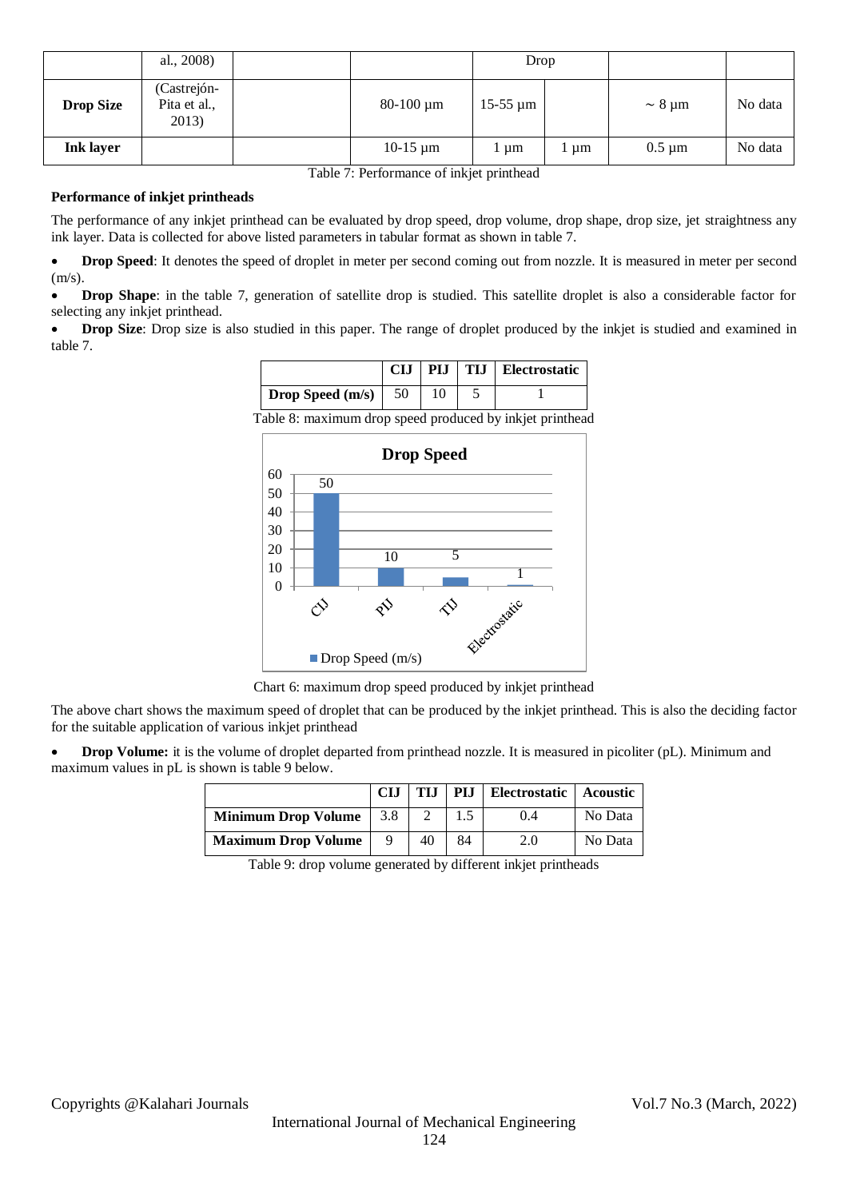| | al., 2008) | | | Drop | | | |
|---|---|---|---|---|---|---|---|
| **Drop Size** | (Castrejón-Pita et al., 2013) | | 80-100 µm | 15-55 µm | | ~ 8 µm | No data |
| **Ink layer** | | | 10-15 µm | 1 µm | 1 µm | 0.5 µm | No data |

Table 7: Performance of inkjet printhead

**Performance of inkjet printheads**

The performance of any inkjet printhead can be evaluated by drop speed, drop volume, drop shape, drop size, jet straightness any ink layer. Data is collected for above listed parameters in tabular format as shown in table 7.

- **Drop Speed**: It denotes the speed of droplet in meter per second coming out from nozzle. It is measured in meter per second (m/s).
- **Drop Shape**: in the table 7, generation of satellite drop is studied. This satellite droplet is also a considerable factor for selecting any inkjet printhead.
- **Drop Size**: Drop size is also studied in this paper. The range of droplet produced by the inkjet is studied and examined in table 7.

| | CIJ | PIJ | TIJ | Electrostatic |
|---|---|---|---|---|
| **Drop Speed (m/s)** | 50 | 10 | 5 | 1 |

Table 8: maximum drop speed produced by inkjet printhead

Chart 6: maximum drop speed produced by inkjet printhead

The above chart shows the maximum speed of droplet that can be produced by the inkjet printhead. This is also the deciding factor for the suitable application of various inkjet printhead

- **Drop Volume:** it is the volume of droplet departed from printhead nozzle. It is measured in picoliter (pL). Minimum and maximum values in pL is shown is table 9 below.

| | CIJ | TIJ | PIJ | Electrostatic | Acoustic |
|---|---|---|---|---|---|
| **Minimum Drop Volume** | 3.8 | 2 | 1.5 | 0.4 | No Data |
| **Maximum Drop Volume** | 9 | 40 | 84 | 2.0 | No Data |

Table 9: drop volume generated by different inkjet printheads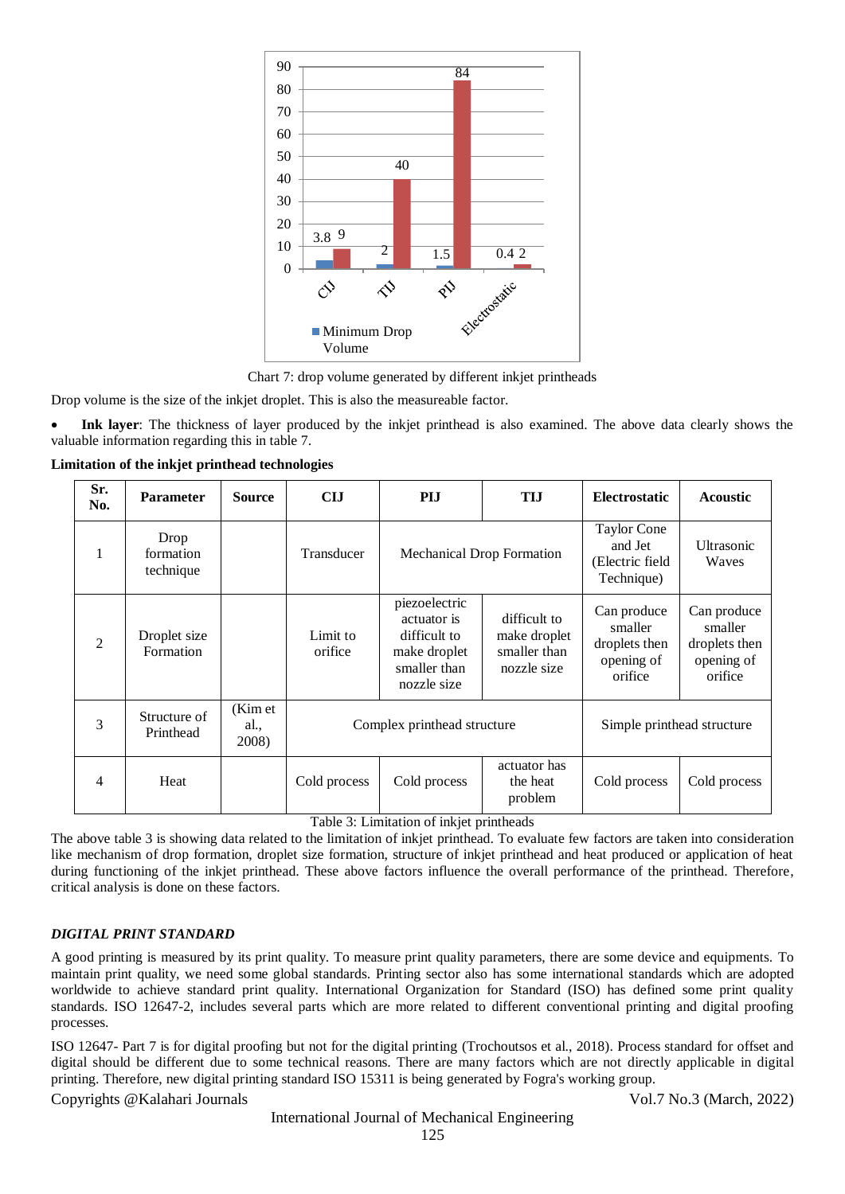Chart 7: drop volume generated by different inkjet printheads

Drop volume is the size of the inkjet droplet. This is also the measureable factor.

- **Ink layer**: The thickness of layer produced by the inkjet printhead is also examined. The above data clearly shows the valuable information regarding this in table 7.

**Limitation of the inkjet printhead technologies**

| Sr. No. | Parameter | Source | CIJ | PIJ | TIJ | Electrostatic | Acoustic |
|---|---|---|---|---|---|---|---|
| 1 | Drop formation technique | | Transducer | Mechanical Drop Formation | | Taylor Cone and Jet (Electric field Technique) | Ultrasonic Waves |
| 2 | Droplet size Formation | | Limit to orifice | piezoelectric actuator is difficult to make droplet smaller than nozzle size | difficult to make droplet smaller than nozzle size | Can produce smaller droplets then opening of orifice | Can produce smaller droplets then opening of orifice |
| 3 | Structure of Printhead | (Kim et al., 2008) | Complex printhead structure | | | Simple printhead structure | |
| 4 | Heat | | Cold process | Cold process | actuator has the heat problem | Cold process | Cold process |

Table 3: Limitation of inkjet printheads

The above table 3 is showing data related to the limitation of inkjet printhead. To evaluate few factors are taken into consideration like mechanism of drop formation, droplet size formation, structure of inkjet printhead and heat produced or application of heat during functioning of the inkjet printhead. These above factors influence the overall performance of the printhead. Therefore, critical analysis is done on these factors.

### *DIGITAL PRINT STANDARD*

A good printing is measured by its print quality. To measure print quality parameters, there are some device and equipments. To maintain print quality, we need some global standards. Printing sector also has some international standards which are adopted worldwide to achieve standard print quality. International Organization for Standard (ISO) has defined some print quality standards. ISO 12647-2, includes several parts which are more related to different conventional printing and digital proofing processes.

ISO 12647- Part 7 is for digital proofing but not for the digital printing (Trochoutsos et al., 2018). Process standard for offset and digital should be different due to some technical reasons. There are many factors which are not directly applicable in digital printing. Therefore, new digital printing standard ISO 15311 is being generated by Fogra's working group.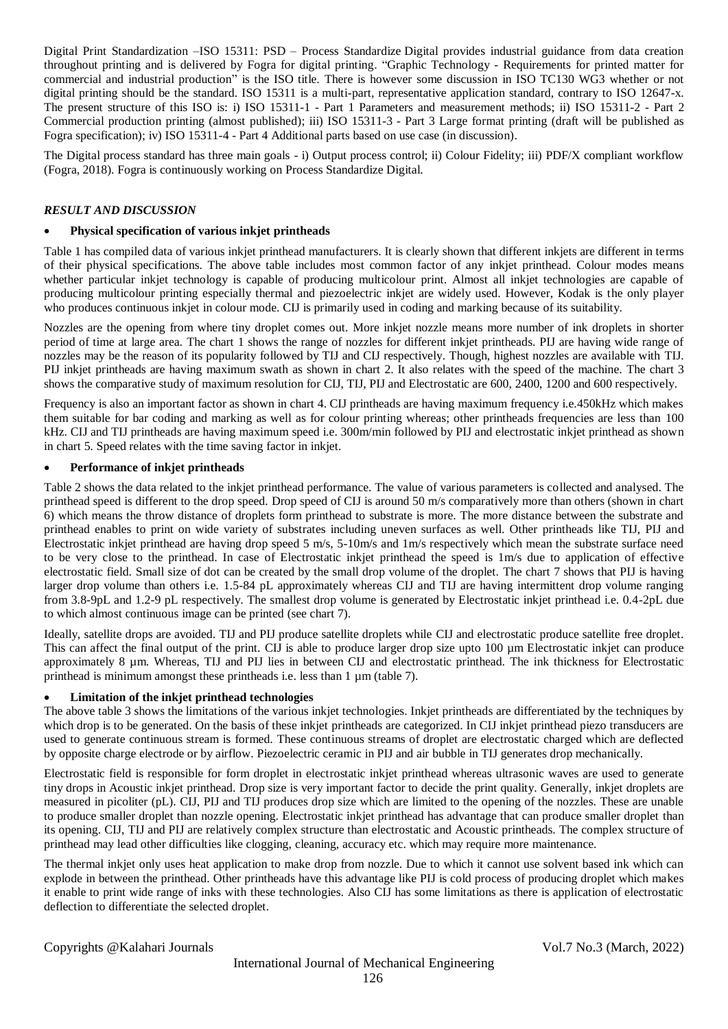Digital Print Standardization –ISO 15311: PSD – Process Standardize Digital provides industrial guidance from data creation throughout printing and is delivered by Fogra for digital printing. "Graphic Technology - Requirements for printed matter for commercial and industrial production" is the ISO title. There is however some discussion in ISO TC130 WG3 whether or not digital printing should be the standard. ISO 15311 is a multi-part, representative application standard, contrary to ISO 12647-x. The present structure of this ISO is: i) ISO 15311-1 - Part 1 Parameters and measurement methods; ii) ISO 15311-2 - Part 2 Commercial production printing (almost published); iii) ISO 15311-3 - Part 3 Large format printing (draft will be published as Fogra specification); iv) ISO 15311-4 - Part 4 Additional parts based on use case (in discussion).

The Digital process standard has three main goals - i) Output process control; ii) Colour Fidelity; iii) PDF/X compliant workflow (Fogra, 2018). Fogra is continuously working on Process Standardize Digital.

## *RESULT AND DISCUSSION*

- **Physical specification of various inkjet printheads**

Table 1 has compiled data of various inkjet printhead manufacturers. It is clearly shown that different inkjets are different in terms of their physical specifications. The above table includes most common factor of any inkjet printhead. Colour modes means whether particular inkjet technology is capable of producing multicolour print. Almost all inkjet technologies are capable of producing multicolour printing especially thermal and piezoelectric inkjet are widely used. However, Kodak is the only player who produces continuous inkjet in colour mode. CIJ is primarily used in coding and marking because of its suitability.

Nozzles are the opening from where tiny droplet comes out. More inkjet nozzle means more number of ink droplets in shorter period of time at large area. The chart 1 shows the range of nozzles for different inkjet printheads. PIJ are having wide range of nozzles may be the reason of its popularity followed by TIJ and CIJ respectively. Though, highest nozzles are available with TIJ. PIJ inkjet printheads are having maximum swath as shown in chart 2. It also relates with the speed of the machine. The chart 3 shows the comparative study of maximum resolution for CIJ, TIJ, PIJ and Electrostatic are 600, 2400, 1200 and 600 respectively.

Frequency is also an important factor as shown in chart 4. CIJ printheads are having maximum frequency i.e.450kHz which makes them suitable for bar coding and marking as well as for colour printing whereas; other printheads frequencies are less than 100 kHz. CIJ and TIJ printheads are having maximum speed i.e. 300m/min followed by PIJ and electrostatic inkjet printhead as shown in chart 5. Speed relates with the time saving factor in inkjet.

- **Performance of inkjet printheads**

Table 2 shows the data related to the inkjet printhead performance. The value of various parameters is collected and analysed. The printhead speed is different to the drop speed. Drop speed of CIJ is around 50 m/s comparatively more than others (shown in chart 6) which means the throw distance of droplets form printhead to substrate is more. The more distance between the substrate and printhead enables to print on wide variety of substrates including uneven surfaces as well. Other printheads like TIJ, PIJ and Electrostatic inkjet printhead are having drop speed 5 m/s, 5-10m/s and 1m/s respectively which mean the substrate surface need to be very close to the printhead. In case of Electrostatic inkjet printhead the speed is 1m/s due to application of effective electrostatic field. Small size of dot can be created by the small drop volume of the droplet. The chart 7 shows that PIJ is having larger drop volume than others i.e. 1.5-84 pL approximately whereas CIJ and TIJ are having intermittent drop volume ranging from 3.8-9pL and 1.2-9 pL respectively. The smallest drop volume is generated by Electrostatic inkjet printhead i.e. 0.4-2pL due to which almost continuous image can be printed (see chart 7).

Ideally, satellite drops are avoided. TIJ and PIJ produce satellite droplets while CIJ and electrostatic produce satellite free droplet. This can affect the final output of the print. CIJ is able to produce larger drop size upto 100 µm Electrostatic inkjet can produce approximately 8 µm. Whereas, TIJ and PIJ lies in between CIJ and electrostatic printhead. The ink thickness for Electrostatic printhead is minimum amongst these printheads i.e. less than 1 µm (table 7).

- **Limitation of the inkjet printhead technologies**

The above table 3 shows the limitations of the various inkjet technologies. Inkjet printheads are differentiated by the techniques by which drop is to be generated. On the basis of these inkjet printheads are categorized. In CIJ inkjet printhead piezo transducers are used to generate continuous stream is formed. These continuous streams of droplet are electrostatic charged which are deflected by opposite charge electrode or by airflow. Piezoelectric ceramic in PIJ and air bubble in TIJ generates drop mechanically.

Electrostatic field is responsible for form droplet in electrostatic inkjet printhead whereas ultrasonic waves are used to generate tiny drops in Acoustic inkjet printhead. Drop size is very important factor to decide the print quality. Generally, inkjet droplets are measured in picoliter (pL). CIJ, PIJ and TIJ produces drop size which are limited to the opening of the nozzles. These are unable to produce smaller droplet than nozzle opening. Electrostatic inkjet printhead has advantage that can produce smaller droplet than its opening. CIJ, TIJ and PIJ are relatively complex structure than electrostatic and Acoustic printheads. The complex structure of printhead may lead other difficulties like clogging, cleaning, accuracy etc. which may require more maintenance.

The thermal inkjet only uses heat application to make drop from nozzle. Due to which it cannot use solvent based ink which can explode in between the printhead. Other printheads have this advantage like PIJ is cold process of producing droplet which makes it enable to print wide range of inks with these technologies. Also CIJ has some limitations as there is application of electrostatic deflection to differentiate the selected droplet.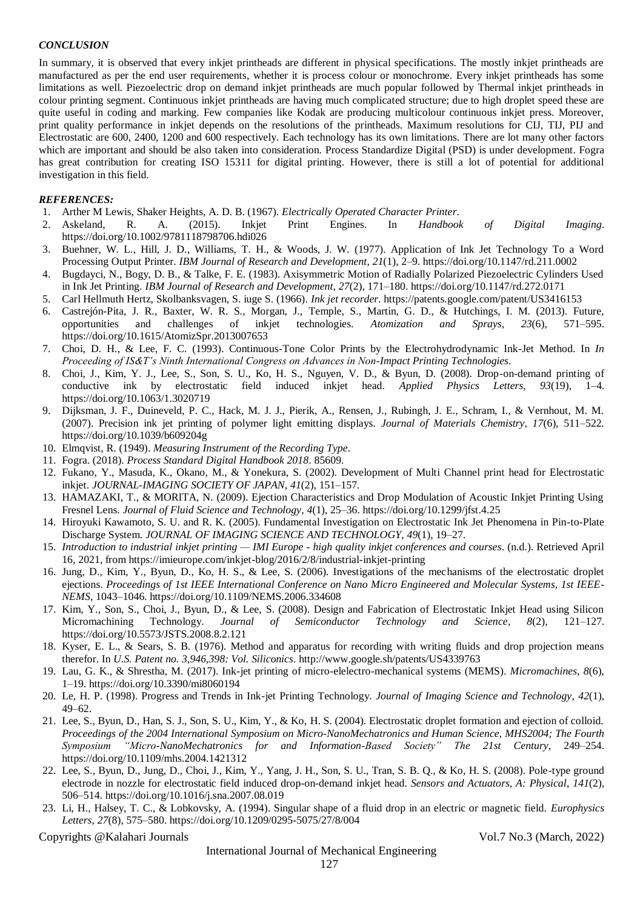### *CONCLUSION*

In summary, it is observed that every inkjet printheads are different in physical specifications. The mostly inkjet printheads are manufactured as per the end user requirements, whether it is process colour or monochrome. Every inkjet printheads has some limitations as well. Piezoelectric drop on demand inkjet printheads are much popular followed by Thermal inkjet printheads in colour printing segment. Continuous inkjet printheads are having much complicated structure; due to high droplet speed these are quite useful in coding and marking. Few companies like Kodak are producing multicolour continuous inkjet press. Moreover, print quality performance in inkjet depends on the resolutions of the printheads. Maximum resolutions for CIJ, TIJ, PIJ and Electrostatic are 600, 2400, 1200 and 600 respectively. Each technology has its own limitations. There are lot many other factors which are important and should be also taken into consideration. Process Standardize Digital (PSD) is under development. Fogra has great contribution for creating ISO 15311 for digital printing. However, there is still a lot of potential for additional investigation in this field.

### *REFERENCES:*

1. Arther M Lewis, Shaker Heights, A. D. B. (1967). *Electrically Operated Character Printer*.
2. Askeland, R. A. (2015). Inkjet Print Engines. In *Handbook of Digital Imaging*. https://doi.org/10.1002/9781118798706.hdi026
3. Buehner, W. L., Hill, J. D., Williams, T. H., & Woods, J. W. (1977). Application of Ink Jet Technology To a Word Processing Output Printer. *IBM Journal of Research and Development*, *21*(1), 2–9. https://doi.org/10.1147/rd.211.0002
4. Bugdayci, N., Bogy, D. B., & Talke, F. E. (1983). Axisymmetric Motion of Radially Polarized Piezoelectric Cylinders Used in Ink Jet Printing. *IBM Journal of Research and Development*, *27*(2), 171–180. https://doi.org/10.1147/rd.272.0171
5. Carl Hellmuth Hertz, Skolbanksvagen, S. iuge S. (1966). *Ink jet recorder*. https://patents.google.com/patent/US3416153
6. Castrejón-Pita, J. R., Baxter, W. R. S., Morgan, J., Temple, S., Martin, G. D., & Hutchings, I. M. (2013). Future, opportunities and challenges of inkjet technologies. *Atomization and Sprays*, *23*(6), 571–595. https://doi.org/10.1615/AtomizSpr.2013007653
7. Choi, D. H., & Lee, F. C. (1993). Continuous-Tone Color Prints by the Electrohydrodynamic Ink-Jet Method. In *In Proceeding of IS&T's Ninth International Congress on Advances in Non-Impact Printing Technologies*.
8. Choi, J., Kim, Y. J., Lee, S., Son, S. U., Ko, H. S., Nguyen, V. D., & Byun, D. (2008). Drop-on-demand printing of conductive ink by electrostatic field induced inkjet head. *Applied Physics Letters*, *93*(19), 1–4. https://doi.org/10.1063/1.3020719
9. Dijksman, J. F., Duineveld, P. C., Hack, M. J. J., Pierik, A., Rensen, J., Rubingh, J. E., Schram, I., & Vernhout, M. M. (2007). Precision ink jet printing of polymer light emitting displays. *Journal of Materials Chemistry*, *17*(6), 511–522. https://doi.org/10.1039/b609204g
10. Elmqvist, R. (1949). *Measuring Instrument of the Recording Type*.
11. Fogra. (2018). *Process Standard Digital Handbook 2018*. 85609.
12. Fukano, Y., Masuda, K., Okano, M., & Yonekura, S. (2002). Development of Multi Channel print head for Electrostatic inkjet. *JOURNAL-IMAGING SOCIETY OF JAPAN*, *41*(2), 151–157.
13. HAMAZAKI, T., & MORITA, N. (2009). Ejection Characteristics and Drop Modulation of Acoustic Inkjet Printing Using Fresnel Lens. *Journal of Fluid Science and Technology*, *4*(1), 25–36. https://doi.org/10.1299/jfst.4.25
14. Hiroyuki Kawamoto, S. U. and R. K. (2005). Fundamental Investigation on Electrostatic Ink Jet Phenomena in Pin-to-Plate Discharge System. *JOURNAL OF IMAGING SCIENCE AND TECHNOLOGY*, *49*(1), 19–27.
15. *Introduction to industrial inkjet printing — IMI Europe - high quality inkjet conferences and courses*. (n.d.). Retrieved April 16, 2021, from https://imieurope.com/inkjet-blog/2016/2/8/industrial-inkjet-printing
16. Jung, D., Kim, Y., Byun, D., Ko, H. S., & Lee, S. (2006). Investigations of the mechanisms of the electrostatic droplet ejections. *Proceedings of 1st IEEE International Conference on Nano Micro Engineered and Molecular Systems, 1st IEEE-NEMS*, 1043–1046. https://doi.org/10.1109/NEMS.2006.334608
17. Kim, Y., Son, S., Choi, J., Byun, D., & Lee, S. (2008). Design and Fabrication of Electrostatic Inkjet Head using Silicon Micromachining Technology. *Journal of Semiconductor Technology and Science*, *8*(2), 121–127. https://doi.org/10.5573/JSTS.2008.8.2.121
18. Kyser, E. L., & Sears, S. B. (1976). Method and apparatus for recording with writing fluids and drop projection means therefor. In *U.S. Patent no. 3,946,398: Vol. Siliconics*. http://www.google.sh/patents/US4339763
19. Lau, G. K., & Shrestha, M. (2017). Ink-jet printing of micro-elelectro-mechanical systems (MEMS). *Micromachines*, *8*(6), 1–19. https://doi.org/10.3390/mi8060194
20. Le, H. P. (1998). Progress and Trends in Ink-jet Printing Technology. *Journal of Imaging Science and Technology*, *42*(1), 49–62.
21. Lee, S., Byun, D., Han, S. J., Son, S. U., Kim, Y., & Ko, H. S. (2004). Electrostatic droplet formation and ejection of colloid. *Proceedings of the 2004 International Symposium on Micro-NanoMechatronics and Human Science, MHS2004; The Fourth Symposium "Micro-NanoMechatronics for and Information-Based Society" The 21st Century*, 249–254. https://doi.org/10.1109/mhs.2004.1421312
22. Lee, S., Byun, D., Jung, D., Choi, J., Kim, Y., Yang, J. H., Son, S. U., Tran, S. B. Q., & Ko, H. S. (2008). Pole-type ground electrode in nozzle for electrostatic field induced drop-on-demand inkjet head. *Sensors and Actuators, A: Physical*, *141*(2), 506–514. https://doi.org/10.1016/j.sna.2007.08.019
23. Li, H., Halsey, T. C., & Lobkovsky, A. (1994). Singular shape of a fluid drop in an electric or magnetic field. *Europhysics Letters*, *27*(8), 575–580. https://doi.org/10.1209/0295-5075/27/8/004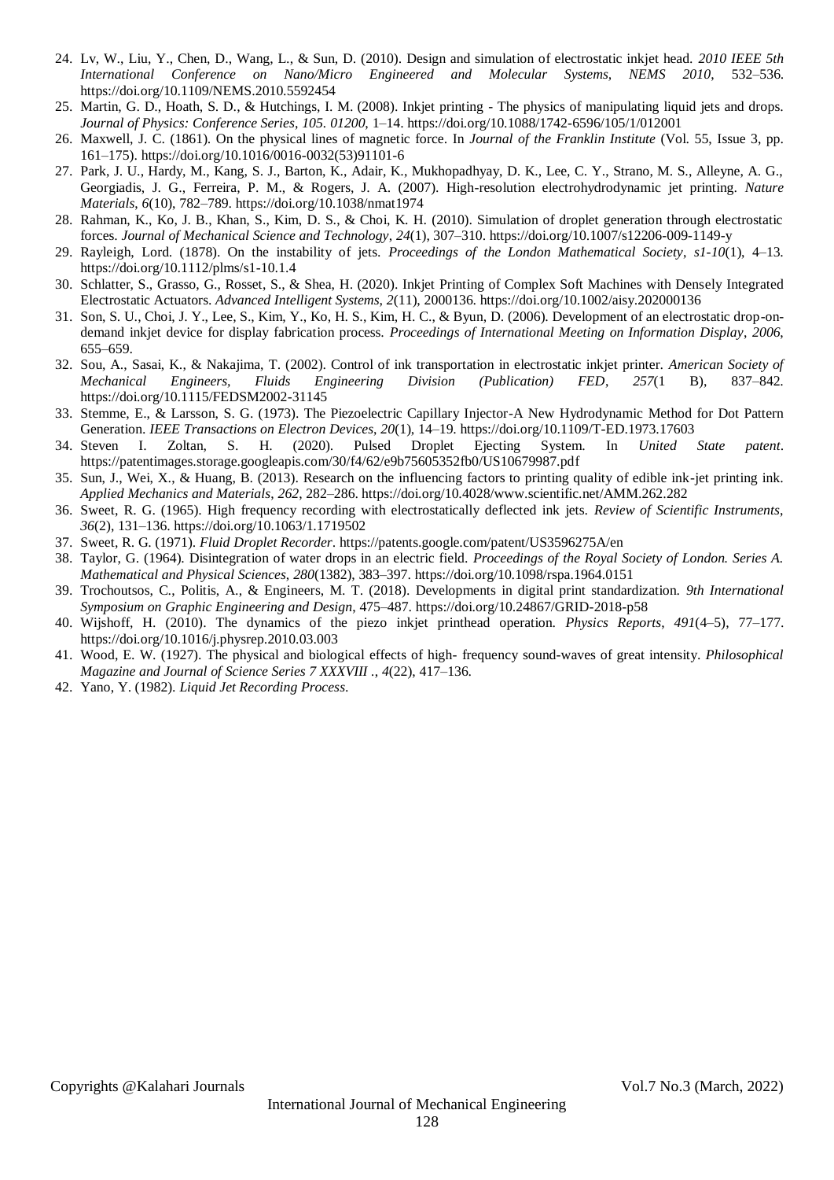24. Lv, W., Liu, Y., Chen, D., Wang, L., & Sun, D. (2010). Design and simulation of electrostatic inkjet head. *2010 IEEE 5th International Conference on Nano/Micro Engineered and Molecular Systems, NEMS 2010*, 532–536. https://doi.org/10.1109/NEMS.2010.5592454
25. Martin, G. D., Hoath, S. D., & Hutchings, I. M. (2008). Inkjet printing - The physics of manipulating liquid jets and drops. *Journal of Physics: Conference Series*, *105. 01200*, 1–14. https://doi.org/10.1088/1742-6596/105/1/012001
26. Maxwell, J. C. (1861). On the physical lines of magnetic force. In *Journal of the Franklin Institute* (Vol. 55, Issue 3, pp. 161–175). https://doi.org/10.1016/0016-0032(53)91101-6
27. Park, J. U., Hardy, M., Kang, S. J., Barton, K., Adair, K., Mukhopadhyay, D. K., Lee, C. Y., Strano, M. S., Alleyne, A. G., Georgiadis, J. G., Ferreira, P. M., & Rogers, J. A. (2007). High-resolution electrohydrodynamic jet printing. *Nature Materials*, *6*(10), 782–789. https://doi.org/10.1038/nmat1974
28. Rahman, K., Ko, J. B., Khan, S., Kim, D. S., & Choi, K. H. (2010). Simulation of droplet generation through electrostatic forces. *Journal of Mechanical Science and Technology*, *24*(1), 307–310. https://doi.org/10.1007/s12206-009-1149-y
29. Rayleigh, Lord. (1878). On the instability of jets. *Proceedings of the London Mathematical Society*, *s1-10*(1), 4–13. https://doi.org/10.1112/plms/s1-10.1.4
30. Schlatter, S., Grasso, G., Rosset, S., & Shea, H. (2020). Inkjet Printing of Complex Soft Machines with Densely Integrated Electrostatic Actuators. *Advanced Intelligent Systems*, *2*(11), 2000136. https://doi.org/10.1002/aisy.202000136
31. Son, S. U., Choi, J. Y., Lee, S., Kim, Y., Ko, H. S., Kim, H. C., & Byun, D. (2006). Development of an electrostatic drop-on-demand inkjet device for display fabrication process. *Proceedings of International Meeting on Information Display*, *2006*, 655–659.
32. Sou, A., Sasai, K., & Nakajima, T. (2002). Control of ink transportation in electrostatic inkjet printer. *American Society of Mechanical Engineers, Fluids Engineering Division (Publication) FED*, *257*(1 B), 837–842. https://doi.org/10.1115/FEDSM2002-31145
33. Stemme, E., & Larsson, S. G. (1973). The Piezoelectric Capillary Injector-A New Hydrodynamic Method for Dot Pattern Generation. *IEEE Transactions on Electron Devices*, *20*(1), 14–19. https://doi.org/10.1109/T-ED.1973.17603
34. Steven I. Zoltan, S. H. (2020). Pulsed Droplet Ejecting System. In *United State patent*. https://patentimages.storage.googleapis.com/30/f4/62/e9b75605352fb0/US10679987.pdf
35. Sun, J., Wei, X., & Huang, B. (2013). Research on the influencing factors to printing quality of edible ink-jet printing ink. *Applied Mechanics and Materials*, *262*, 282–286. https://doi.org/10.4028/www.scientific.net/AMM.262.282
36. Sweet, R. G. (1965). High frequency recording with electrostatically deflected ink jets. *Review of Scientific Instruments*, *36*(2), 131–136. https://doi.org/10.1063/1.1719502
37. Sweet, R. G. (1971). *Fluid Droplet Recorder*. https://patents.google.com/patent/US3596275A/en
38. Taylor, G. (1964). Disintegration of water drops in an electric field. *Proceedings of the Royal Society of London. Series A. Mathematical and Physical Sciences*, *280*(1382), 383–397. https://doi.org/10.1098/rspa.1964.0151
39. Trochoutsos, C., Politis, A., & Engineers, M. T. (2018). Developments in digital print standardization. *9th International Symposium on Graphic Engineering and Design*, 475–487. https://doi.org/10.24867/GRID-2018-p58
40. Wijshoff, H. (2010). The dynamics of the piezo inkjet printhead operation. *Physics Reports*, *491*(4–5), 77–177. https://doi.org/10.1016/j.physrep.2010.03.003
41. Wood, E. W. (1927). The physical and biological effects of high- frequency sound-waves of great intensity. *Philosophical Magazine and Journal of Science Series 7 XXXVIII .*, *4*(22), 417–136.
42. Yano, Y. (1982). *Liquid Jet Recording Process*.